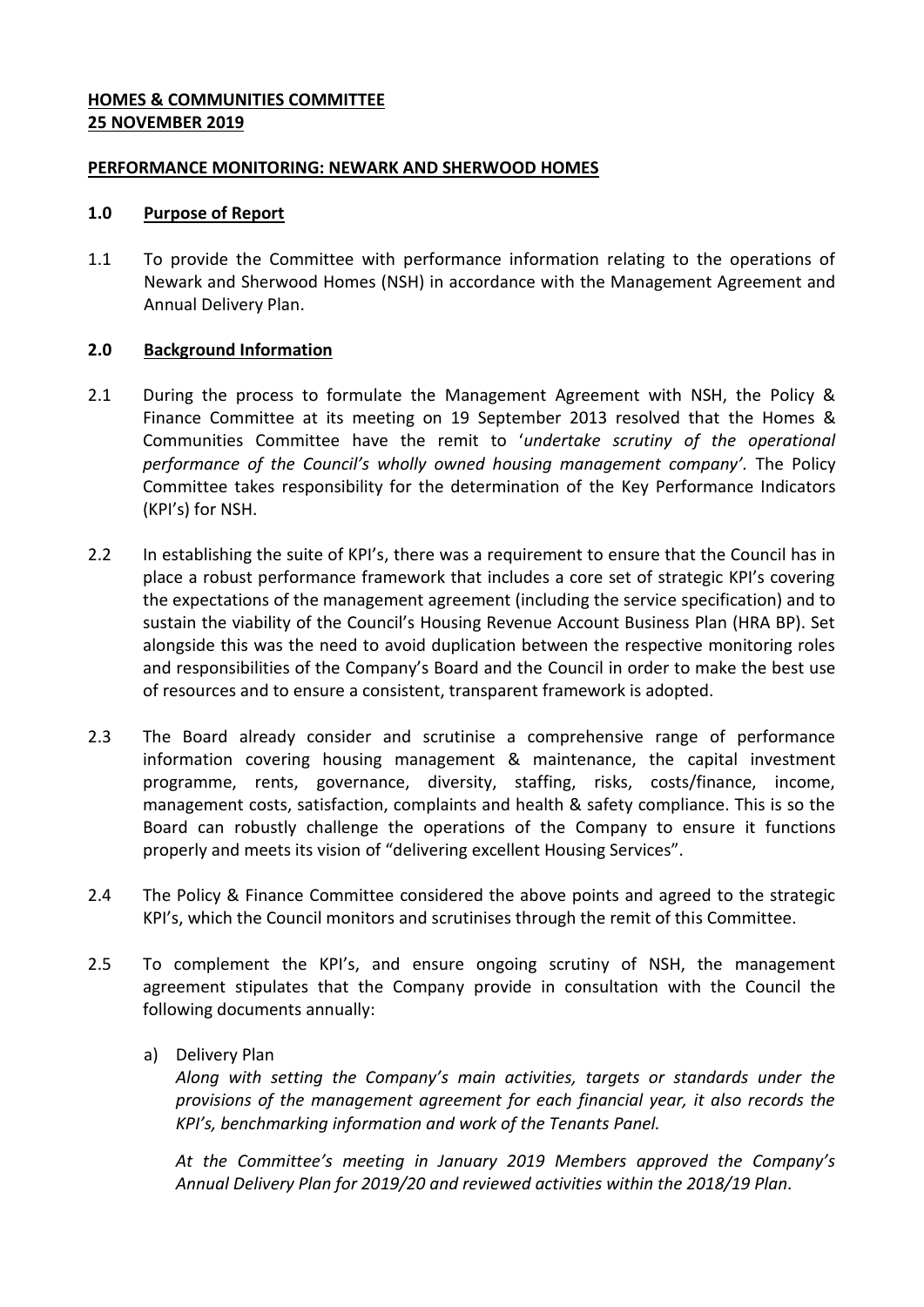**HOMES & COMMUNITIES COMMITTEE**
**25 NOVEMBER 2019**

**PERFORMANCE MONITORING: NEWARK AND SHERWOOD HOMES**

## 1.0 Purpose of Report

1.1 To provide the Committee with performance information relating to the operations of Newark and Sherwood Homes (NSH) in accordance with the Management Agreement and Annual Delivery Plan.

## 2.0 Background Information

2.1 During the process to formulate the Management Agreement with NSH, the Policy & Finance Committee at its meeting on 19 September 2013 resolved that the Homes & Communities Committee have the remit to '*undertake scrutiny of the operational performance of the Council's wholly owned housing management company'.* The Policy Committee takes responsibility for the determination of the Key Performance Indicators (KPI's) for NSH.

2.2 In establishing the suite of KPI's, there was a requirement to ensure that the Council has in place a robust performance framework that includes a core set of strategic KPI's covering the expectations of the management agreement (including the service specification) and to sustain the viability of the Council's Housing Revenue Account Business Plan (HRA BP). Set alongside this was the need to avoid duplication between the respective monitoring roles and responsibilities of the Company's Board and the Council in order to make the best use of resources and to ensure a consistent, transparent framework is adopted.

2.3 The Board already consider and scrutinise a comprehensive range of performance information covering housing management & maintenance, the capital investment programme, rents, governance, diversity, staffing, risks, costs/finance, income, management costs, satisfaction, complaints and health & safety compliance. This is so the Board can robustly challenge the operations of the Company to ensure it functions properly and meets its vision of "delivering excellent Housing Services".

2.4 The Policy & Finance Committee considered the above points and agreed to the strategic KPI's, which the Council monitors and scrutinises through the remit of this Committee.

2.5 To complement the KPI's, and ensure ongoing scrutiny of NSH, the management agreement stipulates that the Company provide in consultation with the Council the following documents annually:

a) Delivery Plan

*Along with setting the Company's main activities, targets or standards under the provisions of the management agreement for each financial year, it also records the KPI's, benchmarking information and work of the Tenants Panel.*

*At the Committee's meeting in January 2019 Members approved the Company's Annual Delivery Plan for 2019/20 and reviewed activities within the 2018/19 Plan.*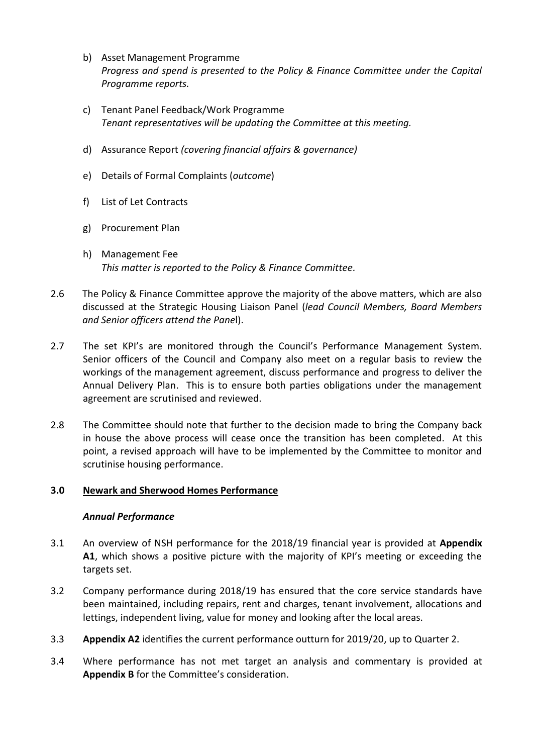b) Asset Management Programme
   *Progress and spend is presented to the Policy & Finance Committee under the Capital Programme reports.*

c) Tenant Panel Feedback/Work Programme
   *Tenant representatives will be updating the Committee at this meeting.*

d) Assurance Report *(covering financial affairs & governance)*

e) Details of Formal Complaints (*outcome*)

f) List of Let Contracts

g) Procurement Plan

h) Management Fee
   *This matter is reported to the Policy & Finance Committee.*

2.6 The Policy & Finance Committee approve the majority of the above matters, which are also discussed at the Strategic Housing Liaison Panel (*lead Council Members, Board Members and Senior officers attend the Pane*l).

2.7 The set KPI's are monitored through the Council's Performance Management System. Senior officers of the Council and Company also meet on a regular basis to review the workings of the management agreement, discuss performance and progress to deliver the Annual Delivery Plan. This is to ensure both parties obligations under the management agreement are scrutinised and reviewed.

2.8 The Committee should note that further to the decision made to bring the Company back in house the above process will cease once the transition has been completed. At this point, a revised approach will have to be implemented by the Committee to monitor and scrutinise housing performance.

## 3.0 Newark and Sherwood Homes Performance

### *Annual Performance*

3.1 An overview of NSH performance for the 2018/19 financial year is provided at **Appendix A1**, which shows a positive picture with the majority of KPI's meeting or exceeding the targets set.

3.2 Company performance during 2018/19 has ensured that the core service standards have been maintained, including repairs, rent and charges, tenant involvement, allocations and lettings, independent living, value for money and looking after the local areas.

3.3 **Appendix A2** identifies the current performance outturn for 2019/20, up to Quarter 2.

3.4 Where performance has not met target an analysis and commentary is provided at **Appendix B** for the Committee's consideration.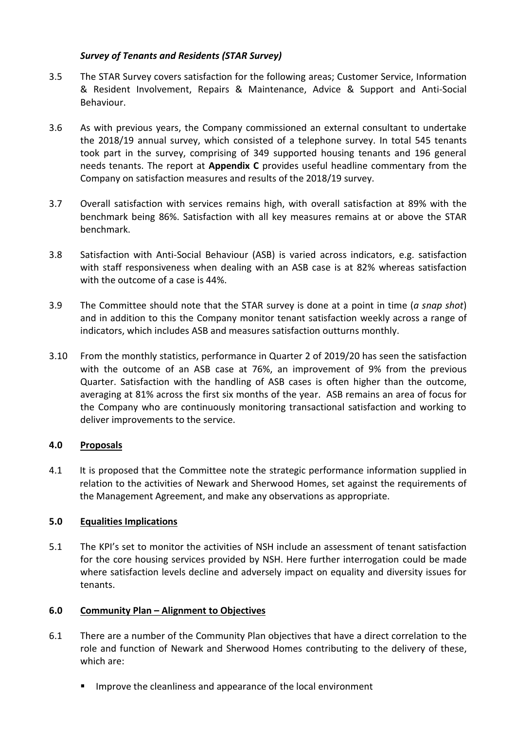### *Survey of Tenants and Residents (STAR Survey)*

3.5 The STAR Survey covers satisfaction for the following areas; Customer Service, Information & Resident Involvement, Repairs & Maintenance, Advice & Support and Anti-Social Behaviour.

3.6 As with previous years, the Company commissioned an external consultant to undertake the 2018/19 annual survey, which consisted of a telephone survey. In total 545 tenants took part in the survey, comprising of 349 supported housing tenants and 196 general needs tenants. The report at **Appendix C** provides useful headline commentary from the Company on satisfaction measures and results of the 2018/19 survey.

3.7 Overall satisfaction with services remains high, with overall satisfaction at 89% with the benchmark being 86%. Satisfaction with all key measures remains at or above the STAR benchmark.

3.8 Satisfaction with Anti-Social Behaviour (ASB) is varied across indicators, e.g. satisfaction with staff responsiveness when dealing with an ASB case is at 82% whereas satisfaction with the outcome of a case is 44%.

3.9 The Committee should note that the STAR survey is done at a point in time (*a snap shot*) and in addition to this the Company monitor tenant satisfaction weekly across a range of indicators, which includes ASB and measures satisfaction outturns monthly.

3.10 From the monthly statistics, performance in Quarter 2 of 2019/20 has seen the satisfaction with the outcome of an ASB case at 76%, an improvement of 9% from the previous Quarter. Satisfaction with the handling of ASB cases is often higher than the outcome, averaging at 81% across the first six months of the year. ASB remains an area of focus for the Company who are continuously monitoring transactional satisfaction and working to deliver improvements to the service.

## 4.0 Proposals

4.1 It is proposed that the Committee note the strategic performance information supplied in relation to the activities of Newark and Sherwood Homes, set against the requirements of the Management Agreement, and make any observations as appropriate.

## 5.0 Equalities Implications

5.1 The KPI's set to monitor the activities of NSH include an assessment of tenant satisfaction for the core housing services provided by NSH. Here further interrogation could be made where satisfaction levels decline and adversely impact on equality and diversity issues for tenants.

## 6.0 Community Plan – Alignment to Objectives

6.1 There are a number of the Community Plan objectives that have a direct correlation to the role and function of Newark and Sherwood Homes contributing to the delivery of these, which are:

- Improve the cleanliness and appearance of the local environment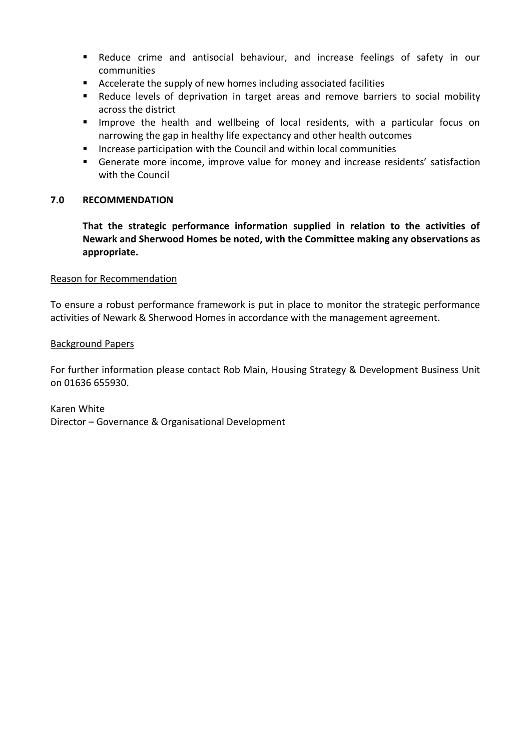- Reduce crime and antisocial behaviour, and increase feelings of safety in our communities
- Accelerate the supply of new homes including associated facilities
- Reduce levels of deprivation in target areas and remove barriers to social mobility across the district
- Improve the health and wellbeing of local residents, with a particular focus on narrowing the gap in healthy life expectancy and other health outcomes
- Increase participation with the Council and within local communities
- Generate more income, improve value for money and increase residents' satisfaction with the Council

## 7.0 RECOMMENDATION

**That the strategic performance information supplied in relation to the activities of Newark and Sherwood Homes be noted, with the Committee making any observations as appropriate.**

Reason for Recommendation

To ensure a robust performance framework is put in place to monitor the strategic performance activities of Newark & Sherwood Homes in accordance with the management agreement.

Background Papers

For further information please contact Rob Main, Housing Strategy & Development Business Unit on 01636 655930.

Karen White
Director – Governance & Organisational Development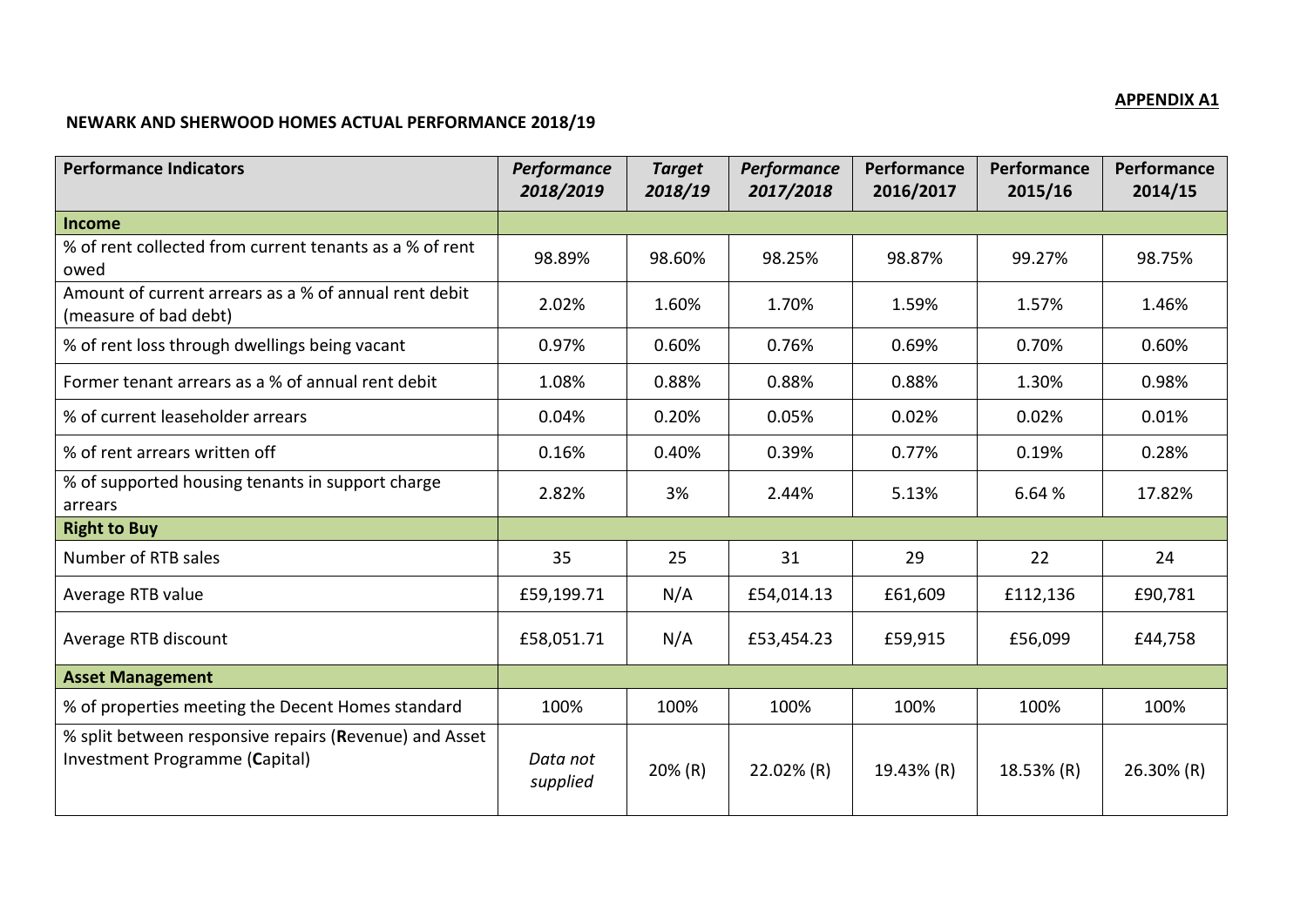**APPENDIX A1**

**NEWARK AND SHERWOOD HOMES ACTUAL PERFORMANCE 2018/19**

| Performance Indicators | *Performance 2018/2019* | *Target 2018/19* | *Performance 2017/2018* | Performance 2016/2017 | Performance 2015/16 | Performance 2014/15 |
|---|---|---|---|---|---|---|
| **Income** | | | | | | |
| % of rent collected from current tenants as a % of rent owed | 98.89% | 98.60% | 98.25% | 98.87% | 99.27% | 98.75% |
| Amount of current arrears as a % of annual rent debit (measure of bad debt) | 2.02% | 1.60% | 1.70% | 1.59% | 1.57% | 1.46% |
| % of rent loss through dwellings being vacant | 0.97% | 0.60% | 0.76% | 0.69% | 0.70% | 0.60% |
| Former tenant arrears as a % of annual rent debit | 1.08% | 0.88% | 0.88% | 0.88% | 1.30% | 0.98% |
| % of current leaseholder arrears | 0.04% | 0.20% | 0.05% | 0.02% | 0.02% | 0.01% |
| % of rent arrears written off | 0.16% | 0.40% | 0.39% | 0.77% | 0.19% | 0.28% |
| % of supported housing tenants in support charge arrears | 2.82% | 3% | 2.44% | 5.13% | 6.64 % | 17.82% |
| **Right to Buy** | | | | | | |
| Number of RTB sales | 35 | 25 | 31 | 29 | 22 | 24 |
| Average RTB value | £59,199.71 | N/A | £54,014.13 | £61,609 | £112,136 | £90,781 |
| Average RTB discount | £58,051.71 | N/A | £53,454.23 | £59,915 | £56,099 | £44,758 |
| **Asset Management** | | | | | | |
| % of properties meeting the Decent Homes standard | 100% | 100% | 100% | 100% | 100% | 100% |
| % split between responsive repairs (**R**evenue) and Asset Investment Programme (**C**apital) | *Data not supplied* | 20% (R) | 22.02% (R) | 19.43% (R) | 18.53% (R) | 26.30% (R) |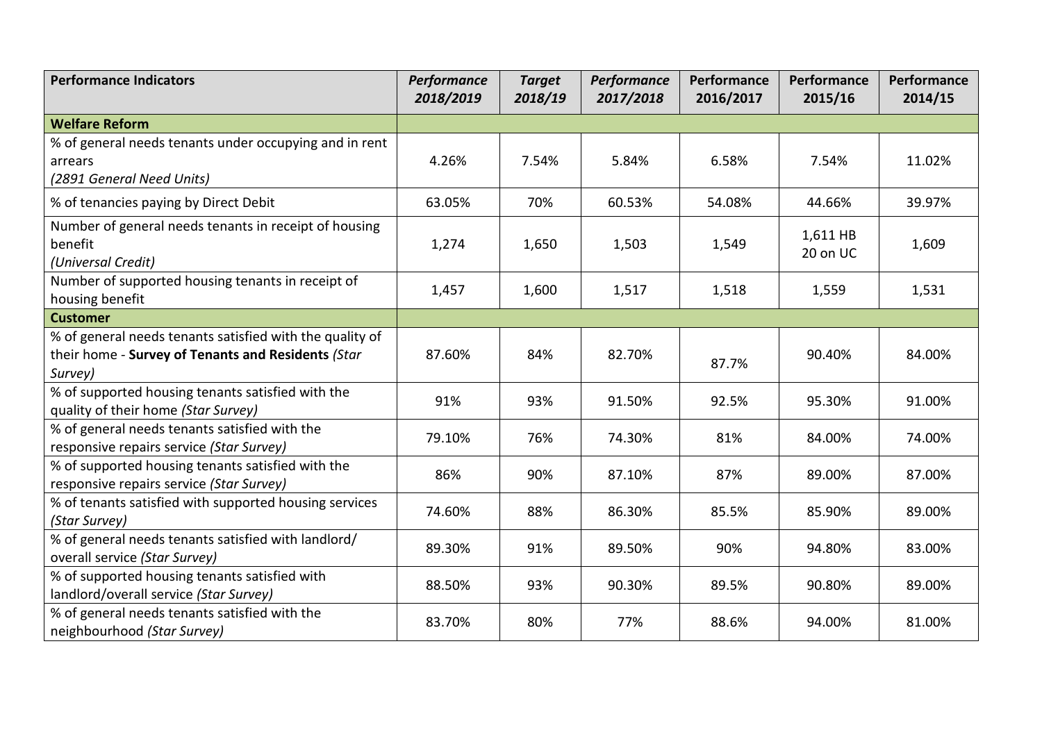| Performance Indicators | *Performance 2018/2019* | *Target 2018/19* | *Performance 2017/2018* | Performance 2016/2017 | Performance 2015/16 | Performance 2014/15 |
|---|---|---|---|---|---|---|
| **Welfare Reform** | | | | | | |
| % of general needs tenants under occupying and in rent arrears *(2891 General Need Units)* | 4.26% | 7.54% | 5.84% | 6.58% | 7.54% | 11.02% |
| % of tenancies paying by Direct Debit | 63.05% | 70% | 60.53% | 54.08% | 44.66% | 39.97% |
| Number of general needs tenants in receipt of housing benefit *(Universal Credit)* | 1,274 | 1,650 | 1,503 | 1,549 | 1,611 HB 20 on UC | 1,609 |
| Number of supported housing tenants in receipt of housing benefit | 1,457 | 1,600 | 1,517 | 1,518 | 1,559 | 1,531 |
| **Customer** | | | | | | |
| % of general needs tenants satisfied with the quality of their home - **Survey of Tenants and Residents** *(Star Survey)* | 87.60% | 84% | 82.70% | 87.7% | 90.40% | 84.00% |
| % of supported housing tenants satisfied with the quality of their home *(Star Survey)* | 91% | 93% | 91.50% | 92.5% | 95.30% | 91.00% |
| % of general needs tenants satisfied with the responsive repairs service *(Star Survey)* | 79.10% | 76% | 74.30% | 81% | 84.00% | 74.00% |
| % of supported housing tenants satisfied with the responsive repairs service *(Star Survey)* | 86% | 90% | 87.10% | 87% | 89.00% | 87.00% |
| % of tenants satisfied with supported housing services *(Star Survey)* | 74.60% | 88% | 86.30% | 85.5% | 85.90% | 89.00% |
| % of general needs tenants satisfied with landlord/ overall service *(Star Survey)* | 89.30% | 91% | 89.50% | 90% | 94.80% | 83.00% |
| % of supported housing tenants satisfied with landlord/overall service *(Star Survey)* | 88.50% | 93% | 90.30% | 89.5% | 90.80% | 89.00% |
| % of general needs tenants satisfied with the neighbourhood *(Star Survey)* | 83.70% | 80% | 77% | 88.6% | 94.00% | 81.00% |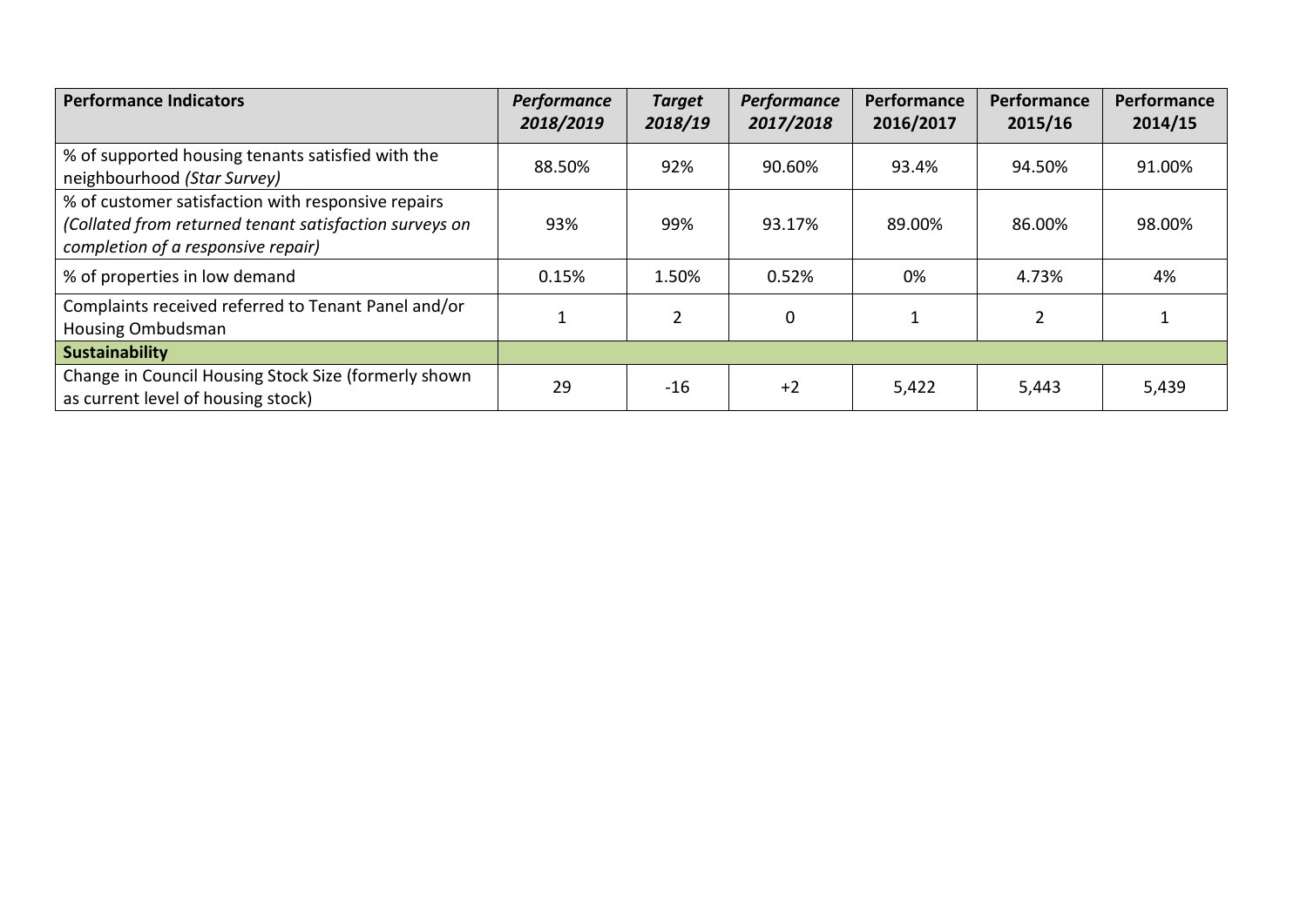| Performance Indicators | *Performance 2018/2019* | *Target 2018/19* | *Performance 2017/2018* | Performance 2016/2017 | Performance 2015/16 | Performance 2014/15 |
|---|---|---|---|---|---|---|
| % of supported housing tenants satisfied with the neighbourhood *(Star Survey)* | 88.50% | 92% | 90.60% | 93.4% | 94.50% | 91.00% |
| % of customer satisfaction with responsive repairs *(Collated from returned tenant satisfaction surveys on completion of a responsive repair)* | 93% | 99% | 93.17% | 89.00% | 86.00% | 98.00% |
| % of properties in low demand | 0.15% | 1.50% | 0.52% | 0% | 4.73% | 4% |
| Complaints received referred to Tenant Panel and/or Housing Ombudsman | 1 | 2 | 0 | 1 | 2 | 1 |
| **Sustainability** | | | | | | |
| Change in Council Housing Stock Size (formerly shown as current level of housing stock) | 29 | -16 | +2 | 5,422 | 5,443 | 5,439 |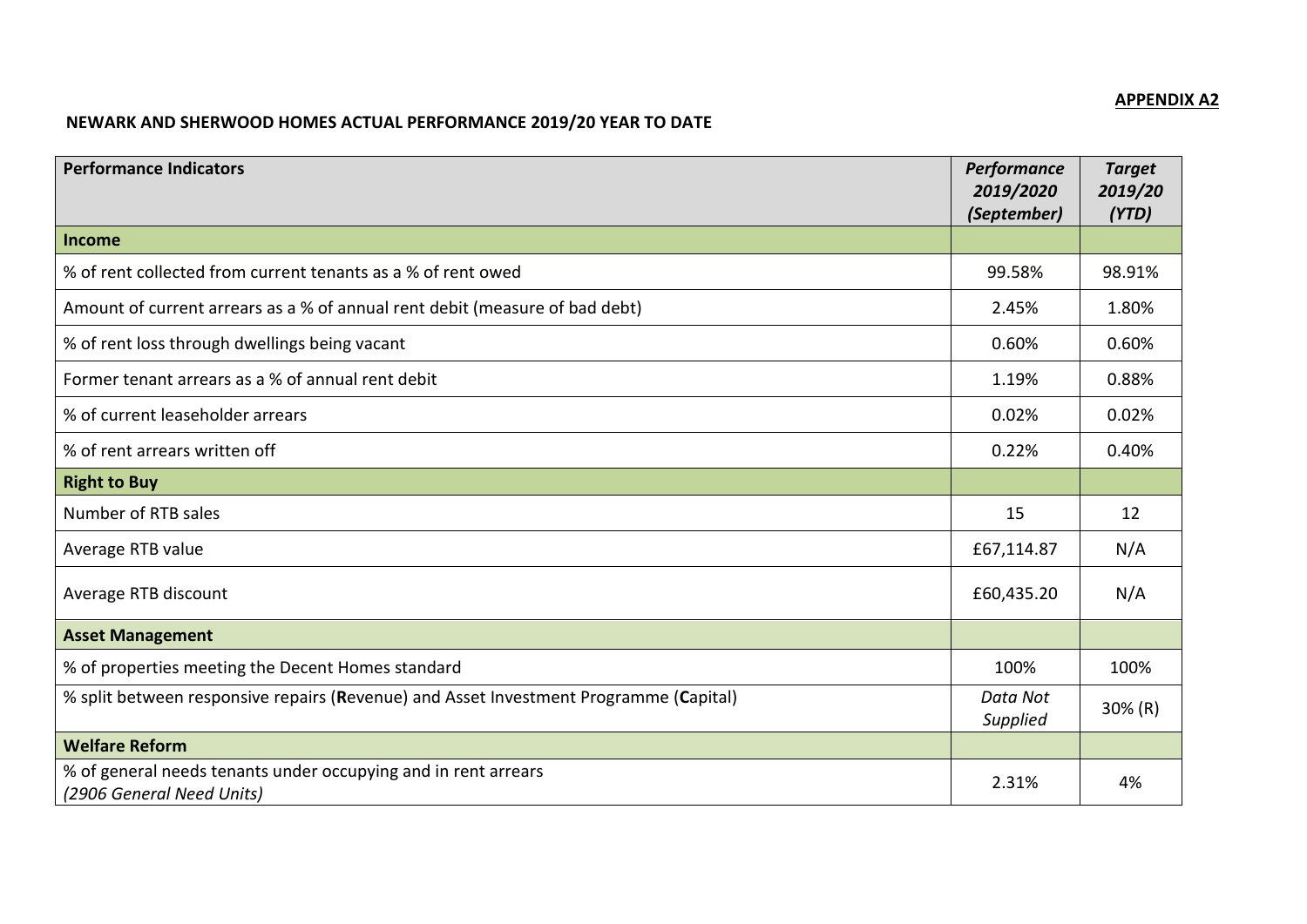**APPENDIX A2**

**NEWARK AND SHERWOOD HOMES ACTUAL PERFORMANCE 2019/20 YEAR TO DATE**

| **Performance Indicators** | ***Performance 2019/2020 (September)*** | ***Target 2019/20 (YTD)*** |
|---|---|---|
| **Income** | | |
| % of rent collected from current tenants as a % of rent owed | 99.58% | 98.91% |
| Amount of current arrears as a % of annual rent debit (measure of bad debt) | 2.45% | 1.80% |
| % of rent loss through dwellings being vacant | 0.60% | 0.60% |
| Former tenant arrears as a % of annual rent debit | 1.19% | 0.88% |
| % of current leaseholder arrears | 0.02% | 0.02% |
| % of rent arrears written off | 0.22% | 0.40% |
| **Right to Buy** | | |
| Number of RTB sales | 15 | 12 |
| Average RTB value | £67,114.87 | N/A |
| Average RTB discount | £60,435.20 | N/A |
| **Asset Management** | | |
| % of properties meeting the Decent Homes standard | 100% | 100% |
| % split between responsive repairs (**R**evenue) and Asset Investment Programme (**C**apital) | *Data Not Supplied* | 30% (R) |
| **Welfare Reform** | | |
| % of general needs tenants under occupying and in rent arrears *(2906 General Need Units)* | 2.31% | 4% |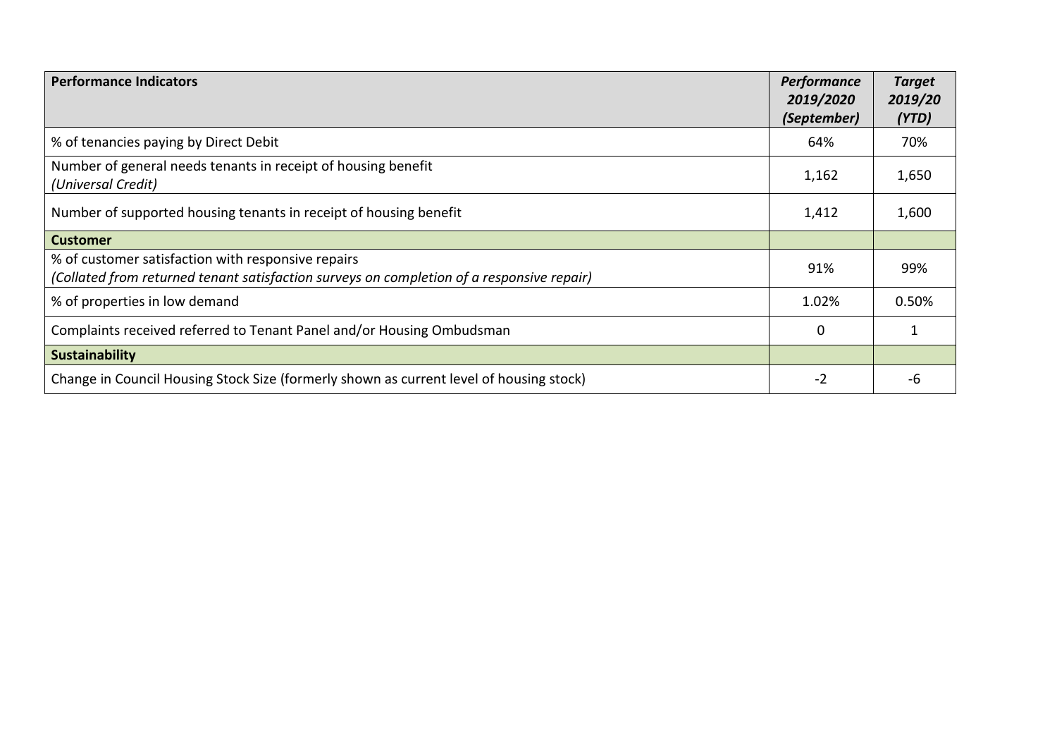| **Performance Indicators** | ***Performance 2019/2020 (September)*** | ***Target 2019/20 (YTD)*** |
|---|---|---|
| % of tenancies paying by Direct Debit | 64% | 70% |
| Number of general needs tenants in receipt of housing benefit *(Universal Credit)* | 1,162 | 1,650 |
| Number of supported housing tenants in receipt of housing benefit | 1,412 | 1,600 |
| **Customer** | | |
| % of customer satisfaction with responsive repairs *(Collated from returned tenant satisfaction surveys on completion of a responsive repair)* | 91% | 99% |
| % of properties in low demand | 1.02% | 0.50% |
| Complaints received referred to Tenant Panel and/or Housing Ombudsman | 0 | 1 |
| **Sustainability** | | |
| Change in Council Housing Stock Size (formerly shown as current level of housing stock) | -2 | -6 |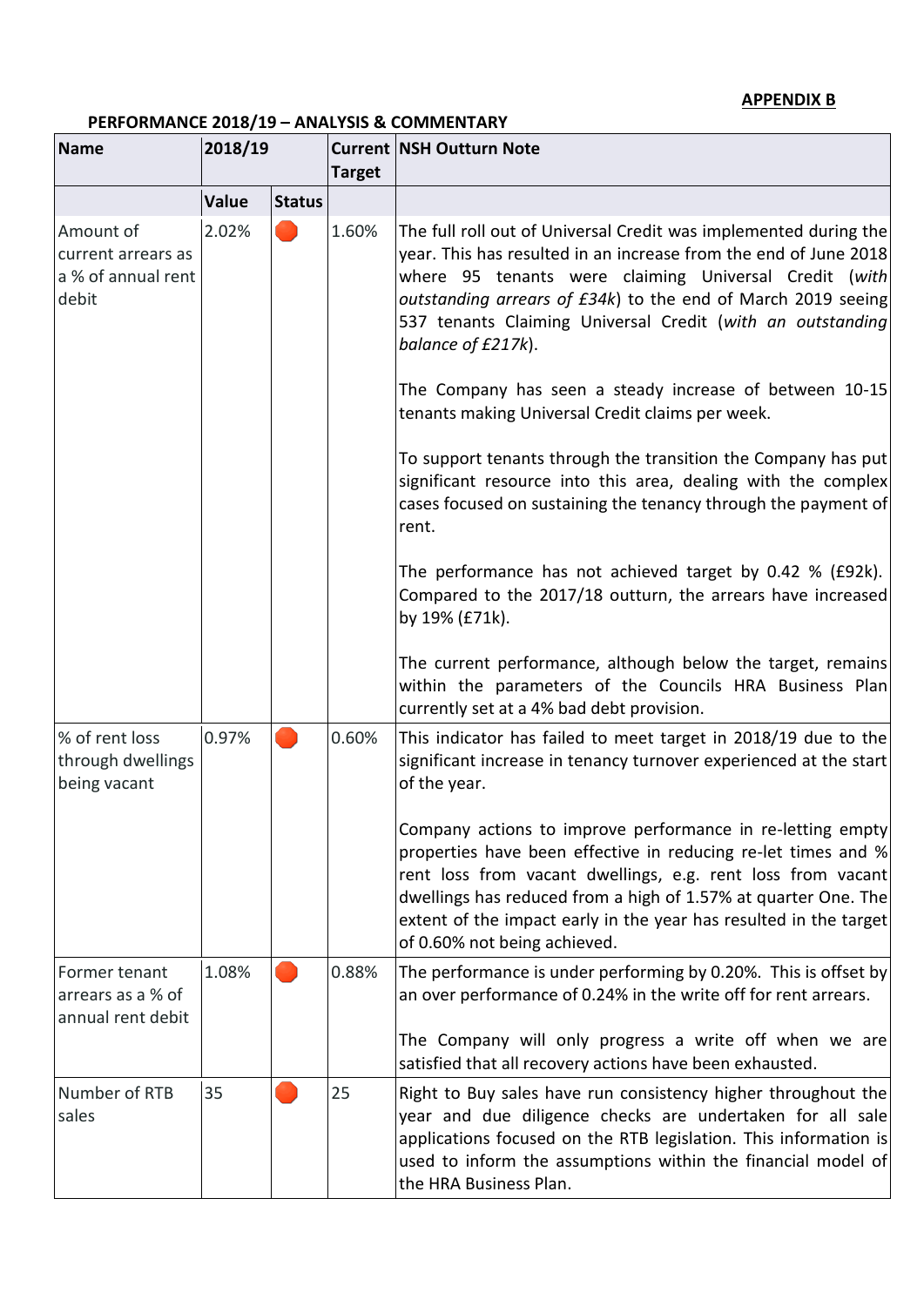**APPENDIX B**

**PERFORMANCE 2018/19 – ANALYSIS & COMMENTARY**

| Name | 2018/19 | | Current Target | NSH Outturn Note |
|---|---|---|---|---|
| | Value | Status | | |
| Amount of current arrears as a % of annual rent debit | 2.02% | 🔴 | 1.60% | The full roll out of Universal Credit was implemented during the year. This has resulted in an increase from the end of June 2018 where 95 tenants were claiming Universal Credit (*with outstanding arrears of £34k*) to the end of March 2019 seeing 537 tenants Claiming Universal Credit (*with an outstanding balance of £217k*).<br><br>The Company has seen a steady increase of between 10-15 tenants making Universal Credit claims per week.<br><br>To support tenants through the transition the Company has put significant resource into this area, dealing with the complex cases focused on sustaining the tenancy through the payment of rent.<br><br>The performance has not achieved target by 0.42 % (£92k). Compared to the 2017/18 outturn, the arrears have increased by 19% (£71k).<br><br>The current performance, although below the target, remains within the parameters of the Councils HRA Business Plan currently set at a 4% bad debt provision. |
| % of rent loss through dwellings being vacant | 0.97% | 🔴 | 0.60% | This indicator has failed to meet target in 2018/19 due to the significant increase in tenancy turnover experienced at the start of the year.<br><br>Company actions to improve performance in re-letting empty properties have been effective in reducing re-let times and % rent loss from vacant dwellings, e.g. rent loss from vacant dwellings has reduced from a high of 1.57% at quarter One. The extent of the impact early in the year has resulted in the target of 0.60% not being achieved. |
| Former tenant arrears as a % of annual rent debit | 1.08% | 🔴 | 0.88% | The performance is under performing by 0.20%. This is offset by an over performance of 0.24% in the write off for rent arrears.<br><br>The Company will only progress a write off when we are satisfied that all recovery actions have been exhausted. |
| Number of RTB sales | 35 | 🔴 | 25 | Right to Buy sales have run consistency higher throughout the year and due diligence checks are undertaken for all sale applications focused on the RTB legislation. This information is used to inform the assumptions within the financial model of the HRA Business Plan. |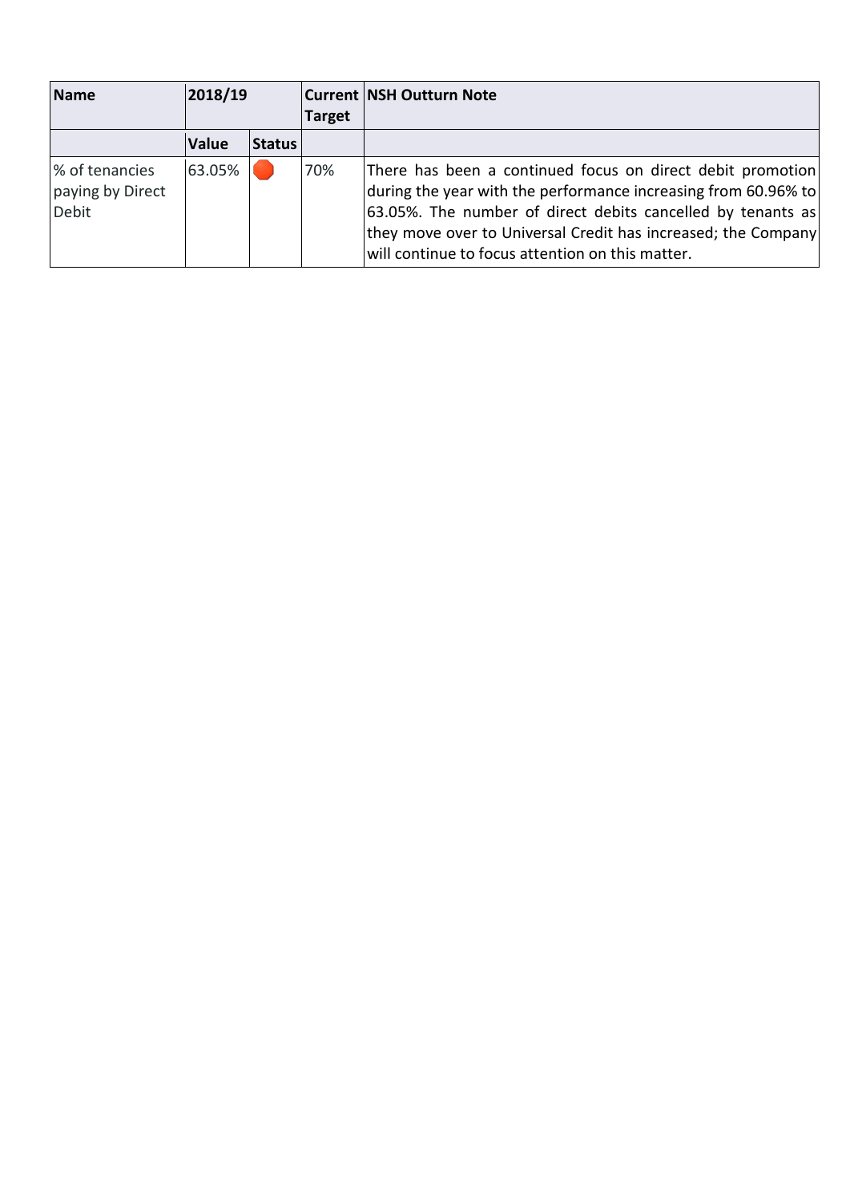| Name | 2018/19 | | Current Target | NSH Outturn Note |
|---|---|---|---|---|
| | Value | Status | | |
| % of tenancies paying by Direct Debit | 63.05% | 🔴 | 70% | There has been a continued focus on direct debit promotion during the year with the performance increasing from 60.96% to 63.05%. The number of direct debits cancelled by tenants as they move over to Universal Credit has increased; the Company will continue to focus attention on this matter. |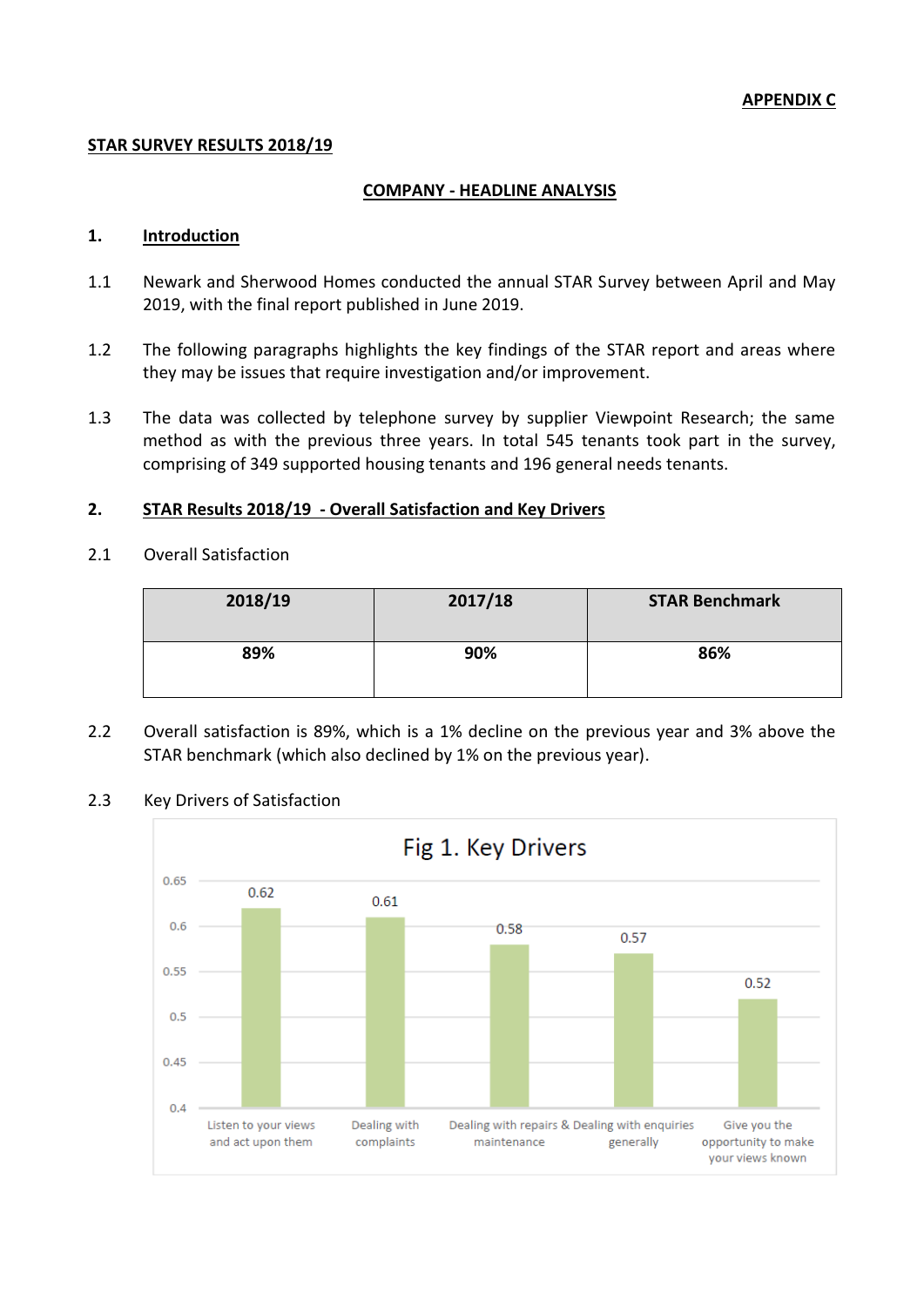**APPENDIX C**

**STAR SURVEY RESULTS 2018/19**

**COMPANY - HEADLINE ANALYSIS**

## 1. Introduction

1.1 Newark and Sherwood Homes conducted the annual STAR Survey between April and May 2019, with the final report published in June 2019.

1.2 The following paragraphs highlights the key findings of the STAR report and areas where they may be issues that require investigation and/or improvement.

1.3 The data was collected by telephone survey by supplier Viewpoint Research; the same method as with the previous three years. In total 545 tenants took part in the survey, comprising of 349 supported housing tenants and 196 general needs tenants.

## 2. STAR Results 2018/19 - Overall Satisfaction and Key Drivers

2.1 Overall Satisfaction

| 2018/19 | 2017/18 | STAR Benchmark |
|---|---|---|
| 89% | 90% | 86% |

2.2 Overall satisfaction is 89%, which is a 1% decline on the previous year and 3% above the STAR benchmark (which also declined by 1% on the previous year).

2.3 Key Drivers of Satisfaction

Fig 1. Key Drivers

| Key Driver | Value |
|---|---|
| Listen to your views and act upon them | 0.62 |
| Dealing with complaints | 0.61 |
| Dealing with repairs & maintenance | 0.58 |
| Dealing with enquiries generally | 0.57 |
| Give you the opportunity to make your views known | 0.52 |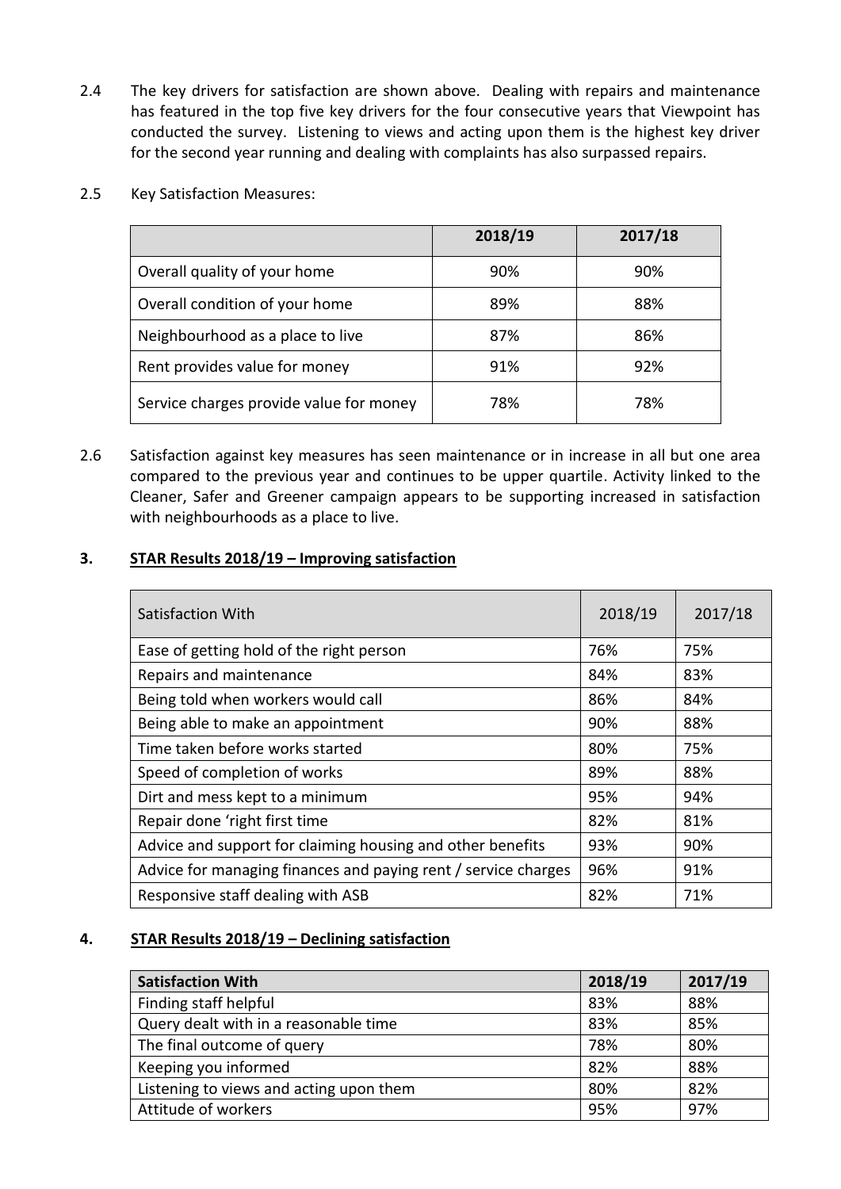2.4 The key drivers for satisfaction are shown above. Dealing with repairs and maintenance has featured in the top five key drivers for the four consecutive years that Viewpoint has conducted the survey. Listening to views and acting upon them is the highest key driver for the second year running and dealing with complaints has also surpassed repairs.

2.5 Key Satisfaction Measures:

| | 2018/19 | 2017/18 |
|---|---|---|
| Overall quality of your home | 90% | 90% |
| Overall condition of your home | 89% | 88% |
| Neighbourhood as a place to live | 87% | 86% |
| Rent provides value for money | 91% | 92% |
| Service charges provide value for money | 78% | 78% |

2.6 Satisfaction against key measures has seen maintenance or in increase in all but one area compared to the previous year and continues to be upper quartile. Activity linked to the Cleaner, Safer and Greener campaign appears to be supporting increased in satisfaction with neighbourhoods as a place to live.

## 3. STAR Results 2018/19 – Improving satisfaction

| Satisfaction With | 2018/19 | 2017/18 |
|---|---|---|
| Ease of getting hold of the right person | 76% | 75% |
| Repairs and maintenance | 84% | 83% |
| Being told when workers would call | 86% | 84% |
| Being able to make an appointment | 90% | 88% |
| Time taken before works started | 80% | 75% |
| Speed of completion of works | 89% | 88% |
| Dirt and mess kept to a minimum | 95% | 94% |
| Repair done 'right first time | 82% | 81% |
| Advice and support for claiming housing and other benefits | 93% | 90% |
| Advice for managing finances and paying rent / service charges | 96% | 91% |
| Responsive staff dealing with ASB | 82% | 71% |

## 4. STAR Results 2018/19 – Declining satisfaction

| Satisfaction With | 2018/19 | 2017/19 |
|---|---|---|
| Finding staff helpful | 83% | 88% |
| Query dealt with in a reasonable time | 83% | 85% |
| The final outcome of query | 78% | 80% |
| Keeping you informed | 82% | 88% |
| Listening to views and acting upon them | 80% | 82% |
| Attitude of workers | 95% | 97% |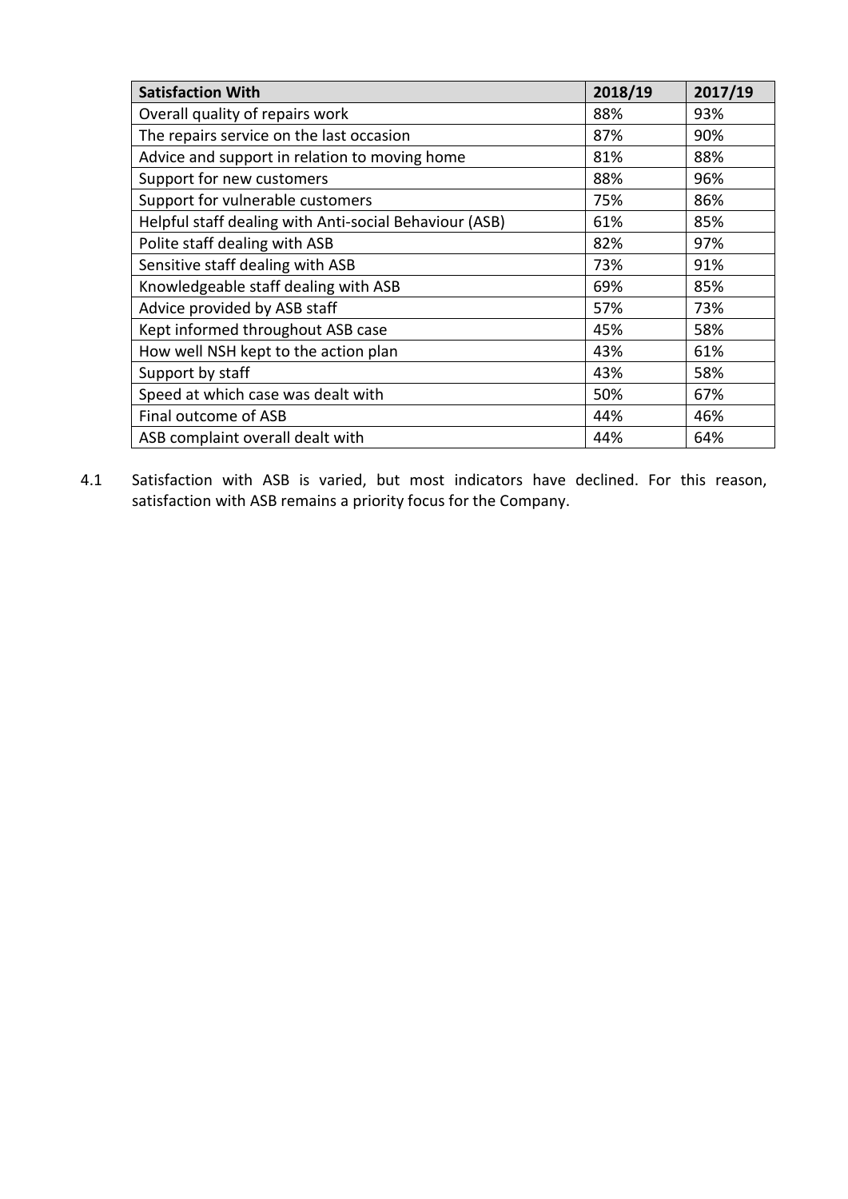| Satisfaction With | 2018/19 | 2017/19 |
|---|---|---|
| Overall quality of repairs work | 88% | 93% |
| The repairs service on the last occasion | 87% | 90% |
| Advice and support in relation to moving home | 81% | 88% |
| Support for new customers | 88% | 96% |
| Support for vulnerable customers | 75% | 86% |
| Helpful staff dealing with Anti-social Behaviour (ASB) | 61% | 85% |
| Polite staff dealing with ASB | 82% | 97% |
| Sensitive staff dealing with ASB | 73% | 91% |
| Knowledgeable staff dealing with ASB | 69% | 85% |
| Advice provided by ASB staff | 57% | 73% |
| Kept informed throughout ASB case | 45% | 58% |
| How well NSH kept to the action plan | 43% | 61% |
| Support by staff | 43% | 58% |
| Speed at which case was dealt with | 50% | 67% |
| Final outcome of ASB | 44% | 46% |
| ASB complaint overall dealt with | 44% | 64% |

4.1 Satisfaction with ASB is varied, but most indicators have declined. For this reason, satisfaction with ASB remains a priority focus for the Company.